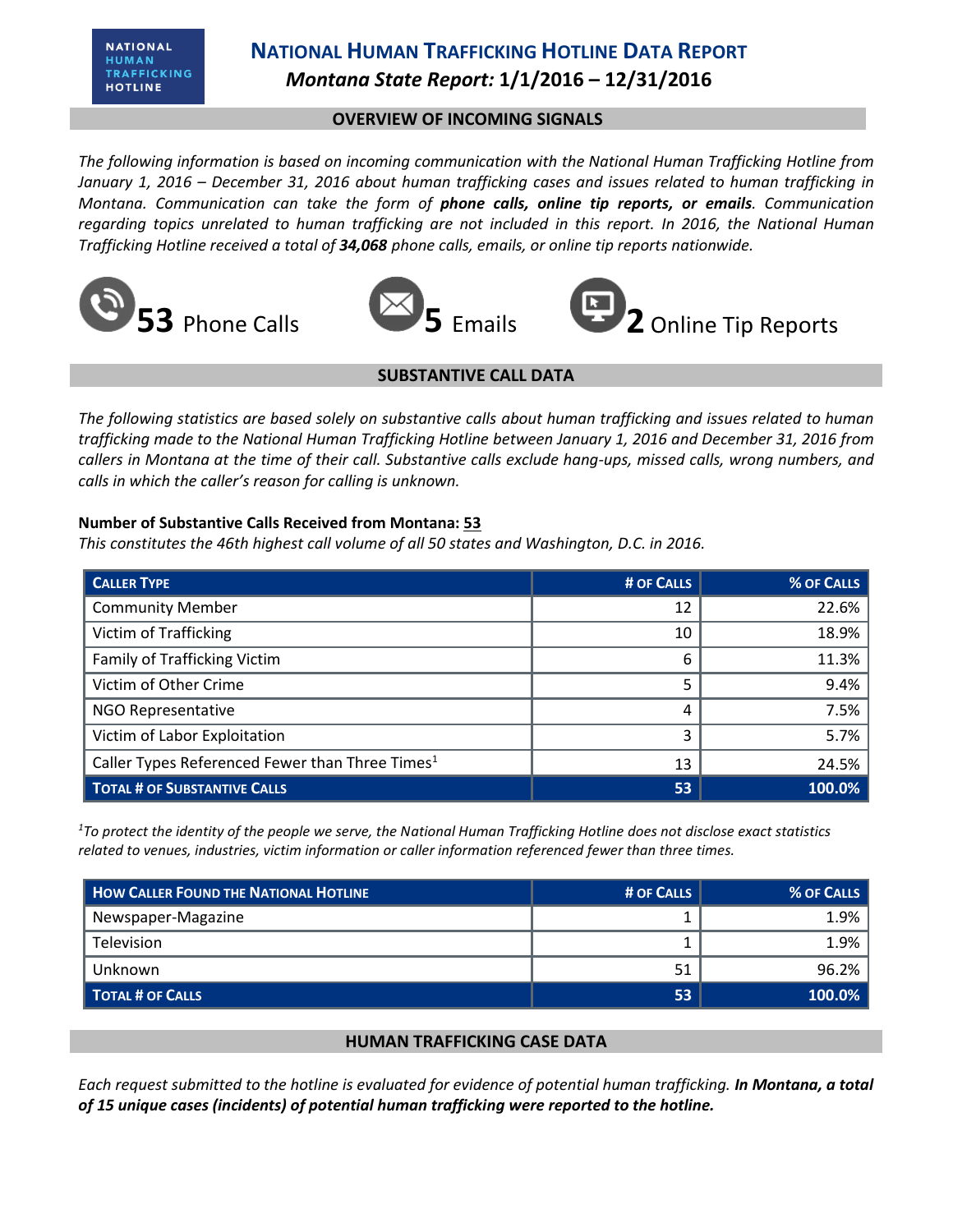NATIONAL HUMAN TRAFFICKING HOTLINE

# NATIONAL HUMAN TRAFFICKING HOTLINE DATA REPORT

## *Montana State Report:* 1/1/2016 – 12/31/2016

## OVERVIEW OF INCOMING SIGNALS

*The following information is based on incoming communication with the National Human Trafficking Hotline from January 1, 2016 – December 31, 2016 about human trafficking cases and issues related to human trafficking in Montana. Communication can take the form of **phone calls, online tip reports, or emails**. Communication regarding topics unrelated to human trafficking are not included in this report. In 2016, the National Human Trafficking Hotline received a total of **34,068** phone calls, emails, or online tip reports nationwide.*

**53** Phone Calls    **5** Emails    **2** Online Tip Reports

## SUBSTANTIVE CALL DATA

*The following statistics are based solely on substantive calls about human trafficking and issues related to human trafficking made to the National Human Trafficking Hotline between January 1, 2016 and December 31, 2016 from callers in Montana at the time of their call. Substantive calls exclude hang-ups, missed calls, wrong numbers, and calls in which the caller's reason for calling is unknown.*

**Number of Substantive Calls Received from Montana: 53**

*This constitutes the 46th highest call volume of all 50 states and Washington, D.C. in 2016.*

| CALLER TYPE | # OF CALLS | % OF CALLS |
|---|---|---|
| Community Member | 12 | 22.6% |
| Victim of Trafficking | 10 | 18.9% |
| Family of Trafficking Victim | 6 | 11.3% |
| Victim of Other Crime | 5 | 9.4% |
| NGO Representative | 4 | 7.5% |
| Victim of Labor Exploitation | 3 | 5.7% |
| Caller Types Referenced Fewer than Three Times[1] | 13 | 24.5% |
| **TOTAL # OF SUBSTANTIVE CALLS** | **53** | **100.0%** |

*[1]To protect the identity of the people we serve, the National Human Trafficking Hotline does not disclose exact statistics related to venues, industries, victim information or caller information referenced fewer than three times.*

| HOW CALLER FOUND THE NATIONAL HOTLINE | # OF CALLS | % OF CALLS |
|---|---|---|
| Newspaper-Magazine | 1 | 1.9% |
| Television | 1 | 1.9% |
| Unknown | 51 | 96.2% |
| **TOTAL # OF CALLS** | **53** | **100.0%** |

## HUMAN TRAFFICKING CASE DATA

*Each request submitted to the hotline is evaluated for evidence of potential human trafficking. **In Montana, a total of 15 unique cases (incidents) of potential human trafficking were reported to the hotline.***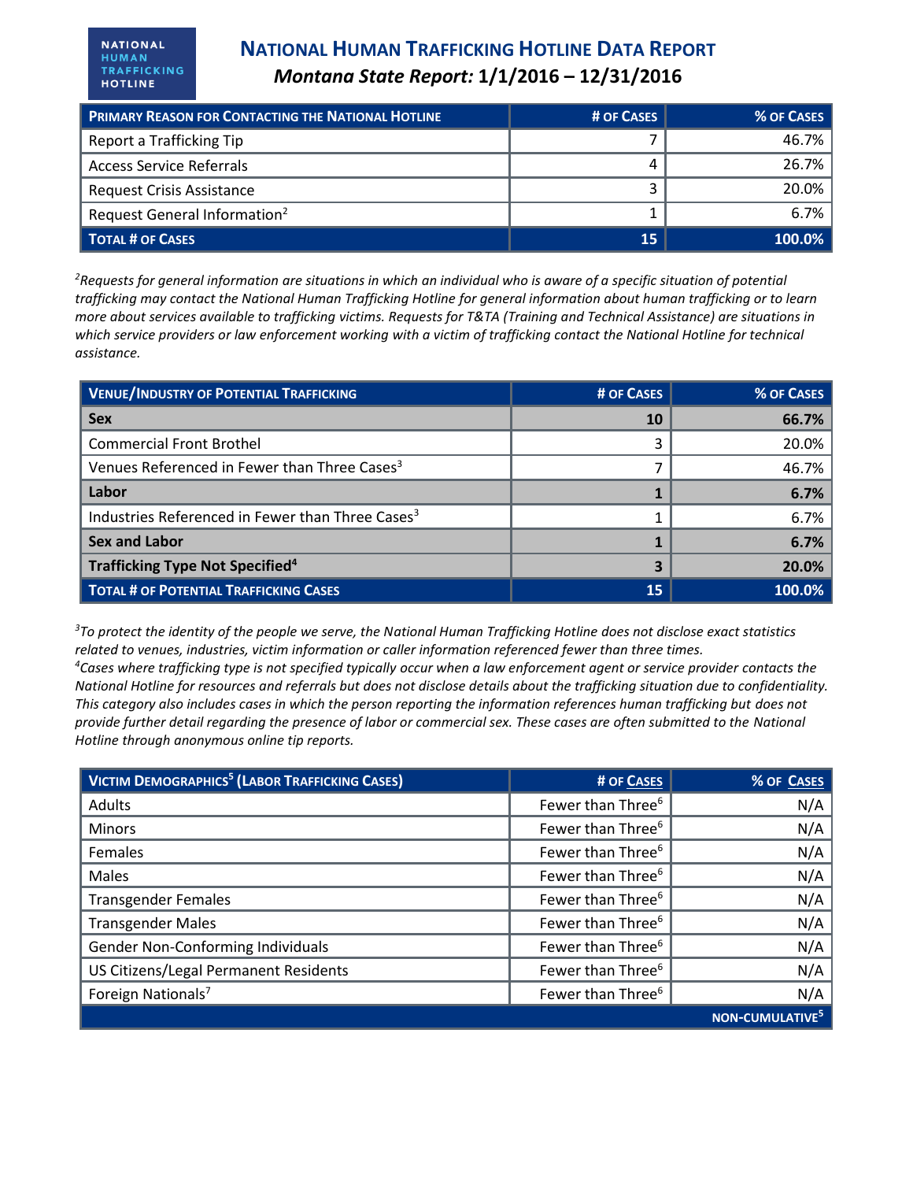# National Human Trafficking Hotline Data Report

## *Montana State Report:* 1/1/2016 – 12/31/2016

| Primary Reason for Contacting the National Hotline | # of Cases | % of Cases |
|---|---|---|
| Report a Trafficking Tip | 7 | 46.7% |
| Access Service Referrals | 4 | 26.7% |
| Request Crisis Assistance | 3 | 20.0% |
| Request General Information[2] | 1 | 6.7% |
| **Total # of Cases** | **15** | **100.0%** |

*[2]Requests for general information are situations in which an individual who is aware of a specific situation of potential trafficking may contact the National Human Trafficking Hotline for general information about human trafficking or to learn more about services available to trafficking victims. Requests for T&TA (Training and Technical Assistance) are situations in which service providers or law enforcement working with a victim of trafficking contact the National Hotline for technical assistance.*

| Venue/Industry of Potential Trafficking | # of Cases | % of Cases |
|---|---|---|
| **Sex** | **10** | **66.7%** |
| Commercial Front Brothel | 3 | 20.0% |
| Venues Referenced in Fewer than Three Cases[3] | 7 | 46.7% |
| **Labor** | **1** | **6.7%** |
| Industries Referenced in Fewer than Three Cases[3] | 1 | 6.7% |
| **Sex and Labor** | **1** | **6.7%** |
| **Trafficking Type Not Specified[4]** | **3** | **20.0%** |
| **Total # of Potential Trafficking Cases** | **15** | **100.0%** |

*[3]To protect the identity of the people we serve, the National Human Trafficking Hotline does not disclose exact statistics related to venues, industries, victim information or caller information referenced fewer than three times.*
*[4]Cases where trafficking type is not specified typically occur when a law enforcement agent or service provider contacts the National Hotline for resources and referrals but does not disclose details about the trafficking situation due to confidentiality. This category also includes cases in which the person reporting the information references human trafficking but does not provide further detail regarding the presence of labor or commercial sex. These cases are often submitted to the National Hotline through anonymous online tip reports.*

| Victim Demographics[5] (Labor Trafficking Cases) | # of Cases | % of Cases |
|---|---|---|
| Adults | Fewer than Three[6] | N/A |
| Minors | Fewer than Three[6] | N/A |
| Females | Fewer than Three[6] | N/A |
| Males | Fewer than Three[6] | N/A |
| Transgender Females | Fewer than Three[6] | N/A |
| Transgender Males | Fewer than Three[6] | N/A |
| Gender Non-Conforming Individuals | Fewer than Three[6] | N/A |
| US Citizens/Legal Permanent Residents | Fewer than Three[6] | N/A |
| Foreign Nationals[7] | Fewer than Three[6] | N/A |
| | | **Non-Cumulative[5]** |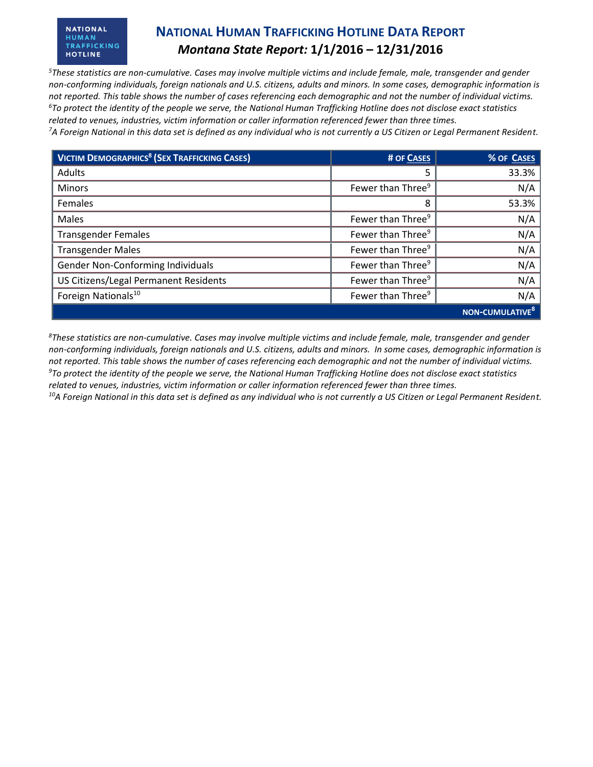# NATIONAL HUMAN TRAFFICKING HOTLINE DATA REPORT

## *Montana State Report:* 1/1/2016 – 12/31/2016

*[5]These statistics are non-cumulative. Cases may involve multiple victims and include female, male, transgender and gender non-conforming individuals, foreign nationals and U.S. citizens, adults and minors. In some cases, demographic information is not reported. This table shows the number of cases referencing each demographic and not the number of individual victims.*
*[6]To protect the identity of the people we serve, the National Human Trafficking Hotline does not disclose exact statistics related to venues, industries, victim information or caller information referenced fewer than three times.*
*[7]A Foreign National in this data set is defined as any individual who is not currently a US Citizen or Legal Permanent Resident.*

| VICTIM DEMOGRAPHICS[8] (SEX TRAFFICKING CASES) | # OF CASES | % OF CASES |
|---|---|---|
| Adults | 5 | 33.3% |
| Minors | Fewer than Three[9] | N/A |
| Females | 8 | 53.3% |
| Males | Fewer than Three[9] | N/A |
| Transgender Females | Fewer than Three[9] | N/A |
| Transgender Males | Fewer than Three[9] | N/A |
| Gender Non-Conforming Individuals | Fewer than Three[9] | N/A |
| US Citizens/Legal Permanent Residents | Fewer than Three[9] | N/A |
| Foreign Nationals[10] | Fewer than Three[9] | N/A |
| | | NON-CUMULATIVE[8] |

*[8]These statistics are non-cumulative. Cases may involve multiple victims and include female, male, transgender and gender non-conforming individuals, foreign nationals and U.S. citizens, adults and minors. In some cases, demographic information is not reported. This table shows the number of cases referencing each demographic and not the number of individual victims.*
*[9]To protect the identity of the people we serve, the National Human Trafficking Hotline does not disclose exact statistics related to venues, industries, victim information or caller information referenced fewer than three times.*
*[10]A Foreign National in this data set is defined as any individual who is not currently a US Citizen or Legal Permanent Resident.*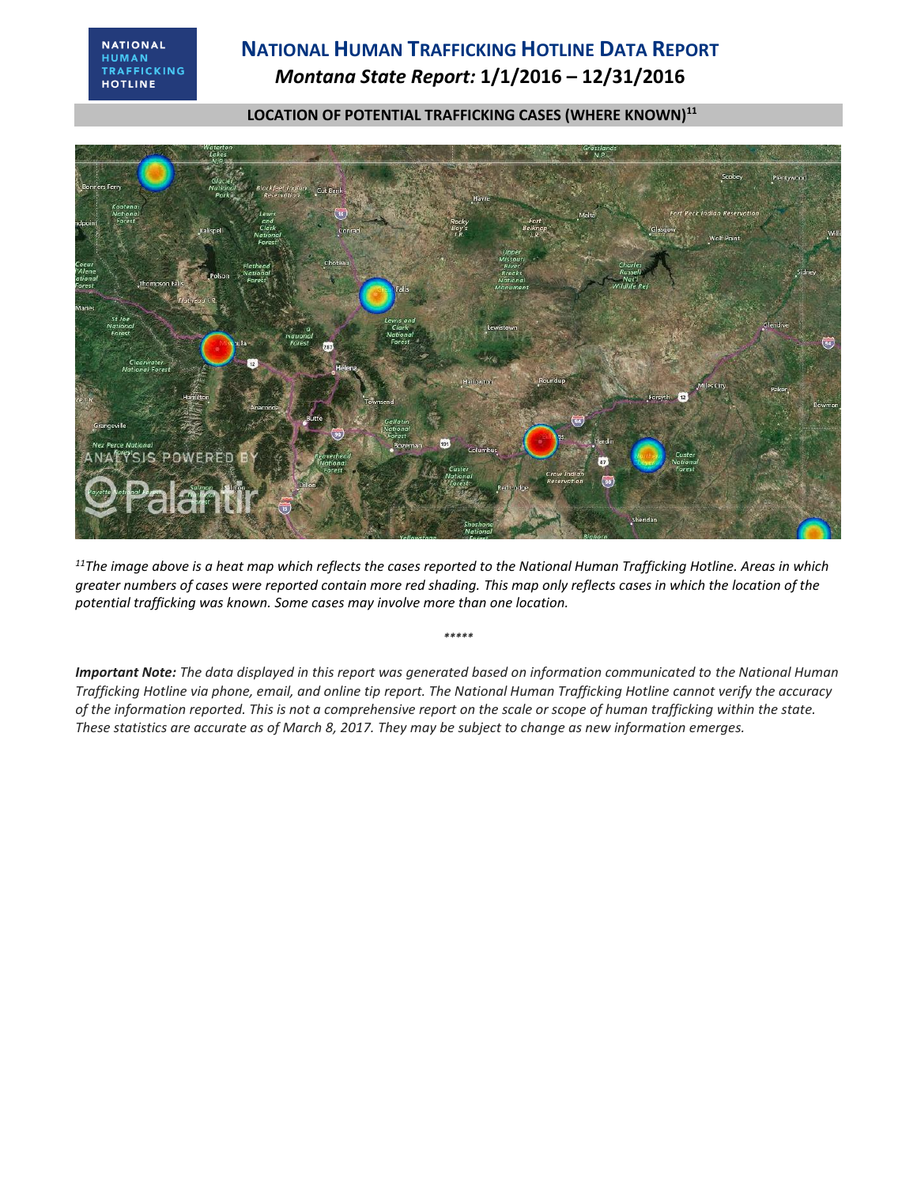# NATIONAL HUMAN TRAFFICKING HOTLINE DATA REPORT

## *Montana State Report:* 1/1/2016 – 12/31/2016

### LOCATION OF POTENTIAL TRAFFICKING CASES (WHERE KNOWN)[11]

[11] *The image above is a heat map which reflects the cases reported to the National Human Trafficking Hotline. Areas in which greater numbers of cases were reported contain more red shading. This map only reflects cases in which the location of the potential trafficking was known. Some cases may involve more than one location.*

*****

***Important Note:*** *The data displayed in this report was generated based on information communicated to the National Human Trafficking Hotline via phone, email, and online tip report. The National Human Trafficking Hotline cannot verify the accuracy of the information reported. This is not a comprehensive report on the scale or scope of human trafficking within the state. These statistics are accurate as of March 8, 2017. They may be subject to change as new information emerges.*